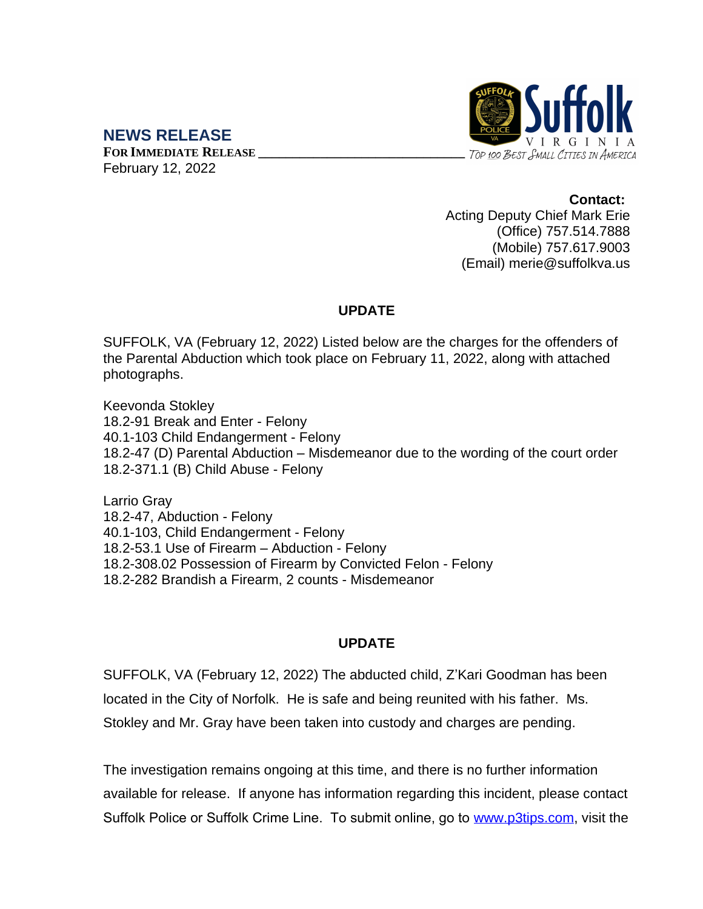## NEWS RELEASE

**FOR IMMEDIATE RELEASE**
February 12, 2022

Suffolk VIRGINIA
*Top 100 Best Small Cities in America*

**Contact:**
Acting Deputy Chief Mark Erie
(Office) 757.514.7888
(Mobile) 757.617.9003
(Email) merie@suffolkva.us

### UPDATE

SUFFOLK, VA (February 12, 2022) Listed below are the charges for the offenders of the Parental Abduction which took place on February 11, 2022, along with attached photographs.

Keevonda Stokley
18.2-91 Break and Enter - Felony
40.1-103 Child Endangerment - Felony
18.2-47 (D) Parental Abduction – Misdemeanor due to the wording of the court order
18.2-371.1 (B) Child Abuse - Felony

Larrio Gray
18.2-47, Abduction - Felony
40.1-103, Child Endangerment - Felony
18.2-53.1 Use of Firearm – Abduction - Felony
18.2-308.02 Possession of Firearm by Convicted Felon - Felony
18.2-282 Brandish a Firearm, 2 counts - Misdemeanor

### UPDATE

SUFFOLK, VA (February 12, 2022) The abducted child, Z'Kari Goodman has been located in the City of Norfolk. He is safe and being reunited with his father. Ms. Stokley and Mr. Gray have been taken into custody and charges are pending.

The investigation remains ongoing at this time, and there is no further information available for release. If anyone has information regarding this incident, please contact Suffolk Police or Suffolk Crime Line. To submit online, go to www.p3tips.com, visit the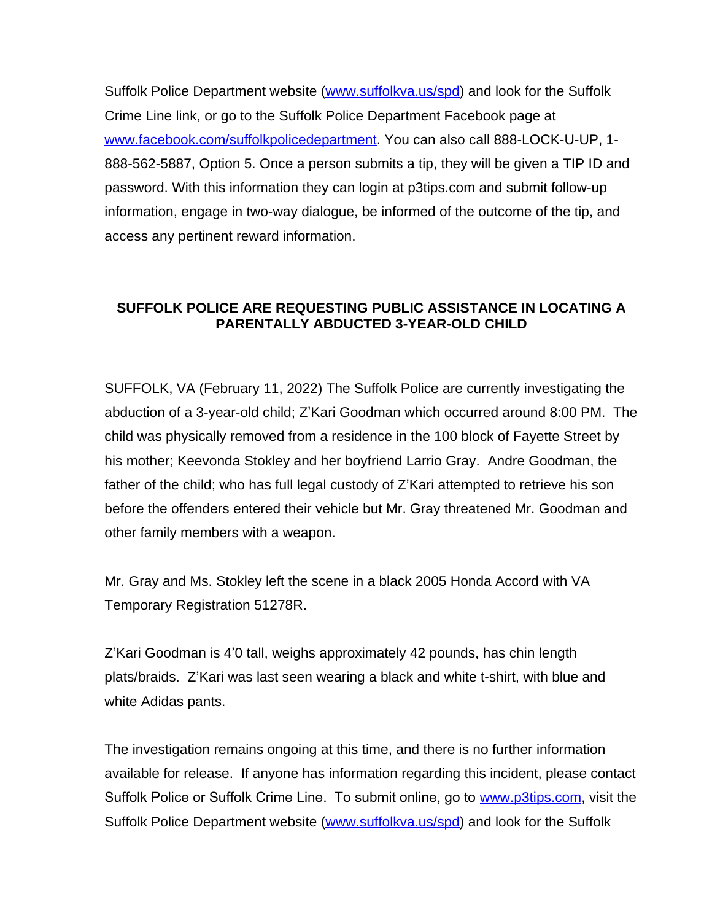Suffolk Police Department website ([www.suffolkva.us/spd](http://www.suffolkva.us/spd)) and look for the Suffolk Crime Line link, or go to the Suffolk Police Department Facebook page at [www.facebook.com/suffolkpolicedepartment](http://www.facebook.com/suffolkpolicedepartment). You can also call 888-LOCK-U-UP, 1-888-562-5887, Option 5. Once a person submits a tip, they will be given a TIP ID and password. With this information they can login at p3tips.com and submit follow-up information, engage in two-way dialogue, be informed of the outcome of the tip, and access any pertinent reward information.

**SUFFOLK POLICE ARE REQUESTING PUBLIC ASSISTANCE IN LOCATING A PARENTALLY ABDUCTED 3-YEAR-OLD CHILD**

SUFFOLK, VA (February 11, 2022) The Suffolk Police are currently investigating the abduction of a 3-year-old child; Z'Kari Goodman which occurred around 8:00 PM. The child was physically removed from a residence in the 100 block of Fayette Street by his mother; Keevonda Stokley and her boyfriend Larrio Gray. Andre Goodman, the father of the child; who has full legal custody of Z'Kari attempted to retrieve his son before the offenders entered their vehicle but Mr. Gray threatened Mr. Goodman and other family members with a weapon.

Mr. Gray and Ms. Stokley left the scene in a black 2005 Honda Accord with VA Temporary Registration 51278R.

Z'Kari Goodman is 4'0 tall, weighs approximately 42 pounds, has chin length plats/braids. Z'Kari was last seen wearing a black and white t-shirt, with blue and white Adidas pants.

The investigation remains ongoing at this time, and there is no further information available for release. If anyone has information regarding this incident, please contact Suffolk Police or Suffolk Crime Line. To submit online, go to [www.p3tips.com](http://www.p3tips.com), visit the Suffolk Police Department website ([www.suffolkva.us/spd](http://www.suffolkva.us/spd)) and look for the Suffolk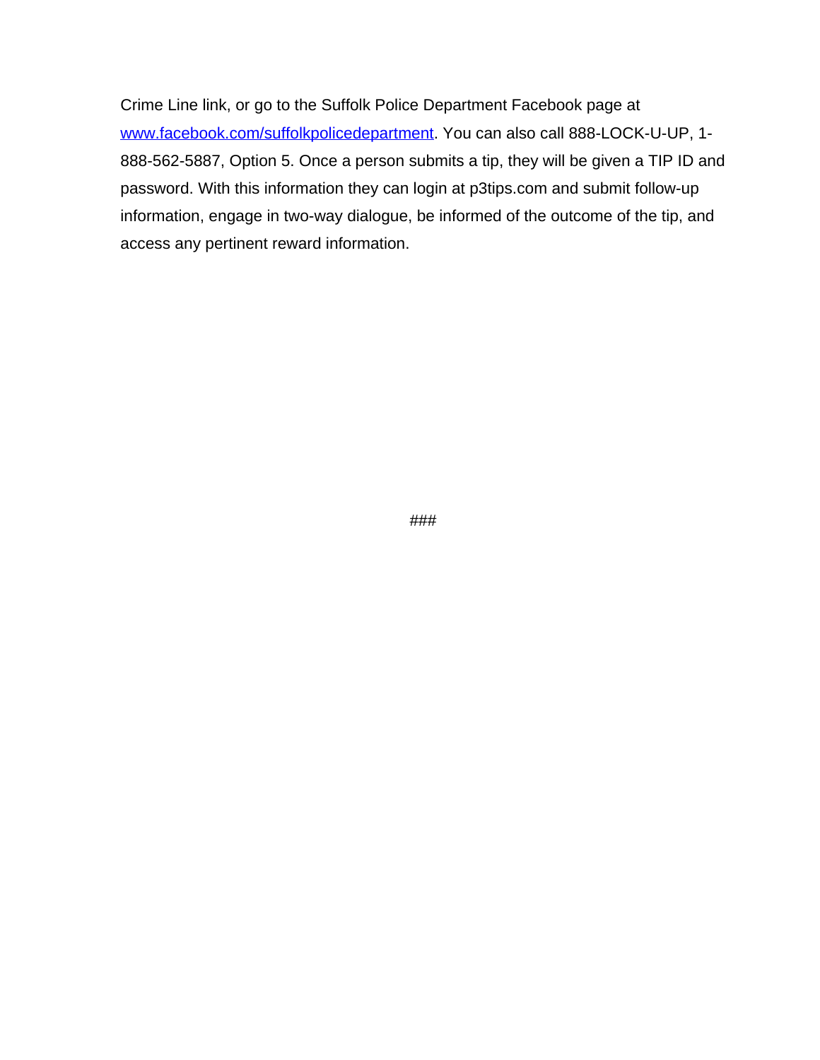Crime Line link, or go to the Suffolk Police Department Facebook page at [www.facebook.com/suffolkpolicedepartment](http://www.facebook.com/suffolkpolicedepartment). You can also call 888-LOCK-U-UP, 1-888-562-5887, Option 5. Once a person submits a tip, they will be given a TIP ID and password. With this information they can login at p3tips.com and submit follow-up information, engage in two-way dialogue, be informed of the outcome of the tip, and access any pertinent reward information.

###